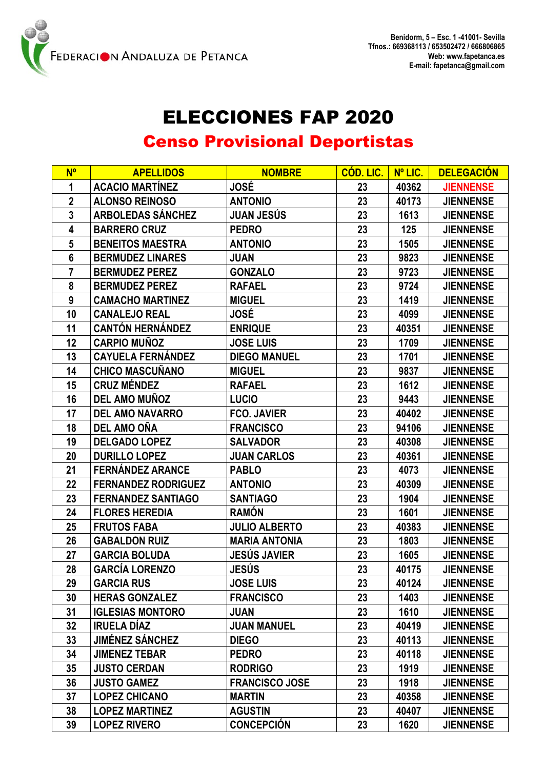FEDERACIÓN ANDALUZA DE PETANCA

Benidorm, 5 – Esc. 1 -41001- Sevilla
Tfnos.: 669368113 / 653502472 / 666806865
Web: www.fapetanca.es
E-mail: fapetanca@gmail.com

# ELECCIONES FAP 2020

## Censo Provisional Deportistas

| Nº | APELLIDOS | NOMBRE | CÓD. LIC. | Nº LIC. | DELEGACIÓN |
|---|---|---|---|---|---|
| 1 | ACACIO MARTÍNEZ | JOSÉ | 23 | 40362 | JIENNENSE |
| 2 | ALONSO REINOSO | ANTONIO | 23 | 40173 | JIENNENSE |
| 3 | ARBOLEDAS SÁNCHEZ | JUAN JESÚS | 23 | 1613 | JIENNENSE |
| 4 | BARRERO CRUZ | PEDRO | 23 | 125 | JIENNENSE |
| 5 | BENEITOS MAESTRA | ANTONIO | 23 | 1505 | JIENNENSE |
| 6 | BERMUDEZ LINARES | JUAN | 23 | 9823 | JIENNENSE |
| 7 | BERMUDEZ PEREZ | GONZALO | 23 | 9723 | JIENNENSE |
| 8 | BERMUDEZ PEREZ | RAFAEL | 23 | 9724 | JIENNENSE |
| 9 | CAMACHO MARTINEZ | MIGUEL | 23 | 1419 | JIENNENSE |
| 10 | CANALEJO REAL | JOSÉ | 23 | 4099 | JIENNENSE |
| 11 | CANTÓN HERNÁNDEZ | ENRIQUE | 23 | 40351 | JIENNENSE |
| 12 | CARPIO MUÑOZ | JOSE LUIS | 23 | 1709 | JIENNENSE |
| 13 | CAYUELA FERNÁNDEZ | DIEGO MANUEL | 23 | 1701 | JIENNENSE |
| 14 | CHICO MASCUÑANO | MIGUEL | 23 | 9837 | JIENNENSE |
| 15 | CRUZ MÉNDEZ | RAFAEL | 23 | 1612 | JIENNENSE |
| 16 | DEL AMO MUÑOZ | LUCIO | 23 | 9443 | JIENNENSE |
| 17 | DEL AMO NAVARRO | FCO. JAVIER | 23 | 40402 | JIENNENSE |
| 18 | DEL AMO OÑA | FRANCISCO | 23 | 94106 | JIENNENSE |
| 19 | DELGADO LOPEZ | SALVADOR | 23 | 40308 | JIENNENSE |
| 20 | DURILLO LOPEZ | JUAN CARLOS | 23 | 40361 | JIENNENSE |
| 21 | FERNÁNDEZ ARANCE | PABLO | 23 | 4073 | JIENNENSE |
| 22 | FERNANDEZ RODRIGUEZ | ANTONIO | 23 | 40309 | JIENNENSE |
| 23 | FERNANDEZ SANTIAGO | SANTIAGO | 23 | 1904 | JIENNENSE |
| 24 | FLORES HEREDIA | RAMÓN | 23 | 1601 | JIENNENSE |
| 25 | FRUTOS FABA | JULIO ALBERTO | 23 | 40383 | JIENNENSE |
| 26 | GABALDON RUIZ | MARIA ANTONIA | 23 | 1803 | JIENNENSE |
| 27 | GARCIA BOLUDA | JESÚS JAVIER | 23 | 1605 | JIENNENSE |
| 28 | GARCÍA LORENZO | JESÚS | 23 | 40175 | JIENNENSE |
| 29 | GARCIA RUS | JOSE LUIS | 23 | 40124 | JIENNENSE |
| 30 | HERAS GONZALEZ | FRANCISCO | 23 | 1403 | JIENNENSE |
| 31 | IGLESIAS MONTORO | JUAN | 23 | 1610 | JIENNENSE |
| 32 | IRUELA DÍAZ | JUAN MANUEL | 23 | 40419 | JIENNENSE |
| 33 | JIMÉNEZ SÁNCHEZ | DIEGO | 23 | 40113 | JIENNENSE |
| 34 | JIMENEZ TEBAR | PEDRO | 23 | 40118 | JIENNENSE |
| 35 | JUSTO CERDAN | RODRIGO | 23 | 1919 | JIENNENSE |
| 36 | JUSTO GAMEZ | FRANCISCO JOSE | 23 | 1918 | JIENNENSE |
| 37 | LOPEZ CHICANO | MARTIN | 23 | 40358 | JIENNENSE |
| 38 | LOPEZ MARTINEZ | AGUSTIN | 23 | 40407 | JIENNENSE |
| 39 | LOPEZ RIVERO | CONCEPCIÓN | 23 | 1620 | JIENNENSE |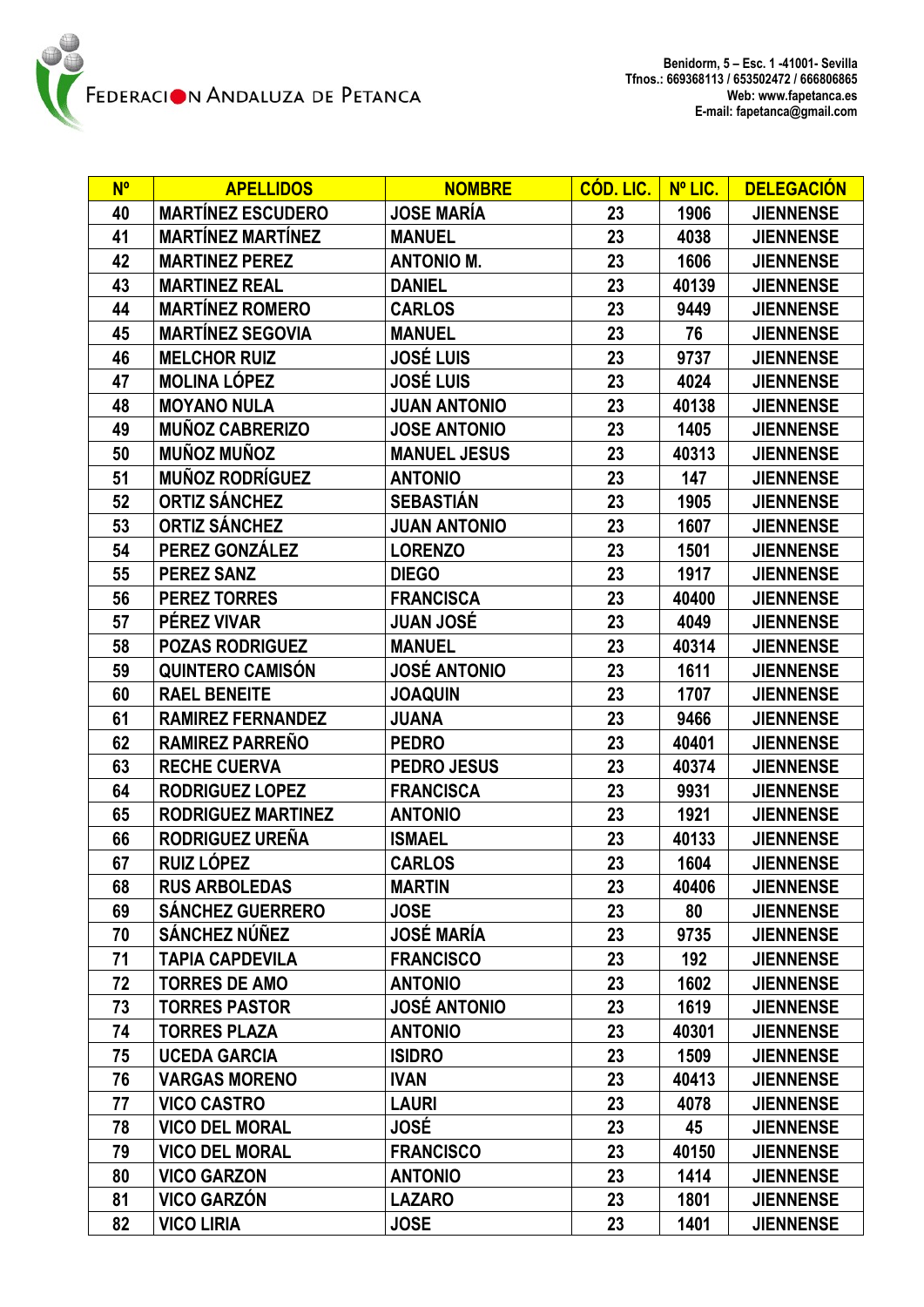| Nº | APELLIDOS | NOMBRE | CÓD. LIC. | Nº LIC. | DELEGACIÓN |
|---|---|---|---|---|---|
| 40 | MARTÍNEZ ESCUDERO | JOSE MARÍA | 23 | 1906 | JIENNENSE |
| 41 | MARTÍNEZ MARTÍNEZ | MANUEL | 23 | 4038 | JIENNENSE |
| 42 | MARTINEZ PEREZ | ANTONIO M. | 23 | 1606 | JIENNENSE |
| 43 | MARTINEZ REAL | DANIEL | 23 | 40139 | JIENNENSE |
| 44 | MARTÍNEZ ROMERO | CARLOS | 23 | 9449 | JIENNENSE |
| 45 | MARTÍNEZ SEGOVIA | MANUEL | 23 | 76 | JIENNENSE |
| 46 | MELCHOR RUIZ | JOSÉ LUIS | 23 | 9737 | JIENNENSE |
| 47 | MOLINA LÓPEZ | JOSÉ LUIS | 23 | 4024 | JIENNENSE |
| 48 | MOYANO NULA | JUAN ANTONIO | 23 | 40138 | JIENNENSE |
| 49 | MUÑOZ CABRERIZO | JOSE ANTONIO | 23 | 1405 | JIENNENSE |
| 50 | MUÑOZ MUÑOZ | MANUEL JESUS | 23 | 40313 | JIENNENSE |
| 51 | MUÑOZ RODRÍGUEZ | ANTONIO | 23 | 147 | JIENNENSE |
| 52 | ORTIZ SÁNCHEZ | SEBASTIÁN | 23 | 1905 | JIENNENSE |
| 53 | ORTIZ SÁNCHEZ | JUAN ANTONIO | 23 | 1607 | JIENNENSE |
| 54 | PEREZ GONZÁLEZ | LORENZO | 23 | 1501 | JIENNENSE |
| 55 | PEREZ SANZ | DIEGO | 23 | 1917 | JIENNENSE |
| 56 | PEREZ TORRES | FRANCISCA | 23 | 40400 | JIENNENSE |
| 57 | PÉREZ VIVAR | JUAN JOSÉ | 23 | 4049 | JIENNENSE |
| 58 | POZAS RODRIGUEZ | MANUEL | 23 | 40314 | JIENNENSE |
| 59 | QUINTERO CAMISÓN | JOSÉ ANTONIO | 23 | 1611 | JIENNENSE |
| 60 | RAEL BENEITE | JOAQUIN | 23 | 1707 | JIENNENSE |
| 61 | RAMIREZ FERNANDEZ | JUANA | 23 | 9466 | JIENNENSE |
| 62 | RAMIREZ PARREÑO | PEDRO | 23 | 40401 | JIENNENSE |
| 63 | RECHE CUERVA | PEDRO JESUS | 23 | 40374 | JIENNENSE |
| 64 | RODRIGUEZ LOPEZ | FRANCISCA | 23 | 9931 | JIENNENSE |
| 65 | RODRIGUEZ MARTINEZ | ANTONIO | 23 | 1921 | JIENNENSE |
| 66 | RODRIGUEZ UREÑA | ISMAEL | 23 | 40133 | JIENNENSE |
| 67 | RUIZ LÓPEZ | CARLOS | 23 | 1604 | JIENNENSE |
| 68 | RUS ARBOLEDAS | MARTIN | 23 | 40406 | JIENNENSE |
| 69 | SÁNCHEZ GUERRERO | JOSE | 23 | 80 | JIENNENSE |
| 70 | SÁNCHEZ NÚÑEZ | JOSÉ MARÍA | 23 | 9735 | JIENNENSE |
| 71 | TAPIA CAPDEVILA | FRANCISCO | 23 | 192 | JIENNENSE |
| 72 | TORRES DE AMO | ANTONIO | 23 | 1602 | JIENNENSE |
| 73 | TORRES PASTOR | JOSÉ ANTONIO | 23 | 1619 | JIENNENSE |
| 74 | TORRES PLAZA | ANTONIO | 23 | 40301 | JIENNENSE |
| 75 | UCEDA GARCIA | ISIDRO | 23 | 1509 | JIENNENSE |
| 76 | VARGAS MORENO | IVAN | 23 | 40413 | JIENNENSE |
| 77 | VICO CASTRO | LAURI | 23 | 4078 | JIENNENSE |
| 78 | VICO DEL MORAL | JOSÉ | 23 | 45 | JIENNENSE |
| 79 | VICO DEL MORAL | FRANCISCO | 23 | 40150 | JIENNENSE |
| 80 | VICO GARZON | ANTONIO | 23 | 1414 | JIENNENSE |
| 81 | VICO GARZÓN | LAZARO | 23 | 1801 | JIENNENSE |
| 82 | VICO LIRIA | JOSE | 23 | 1401 | JIENNENSE |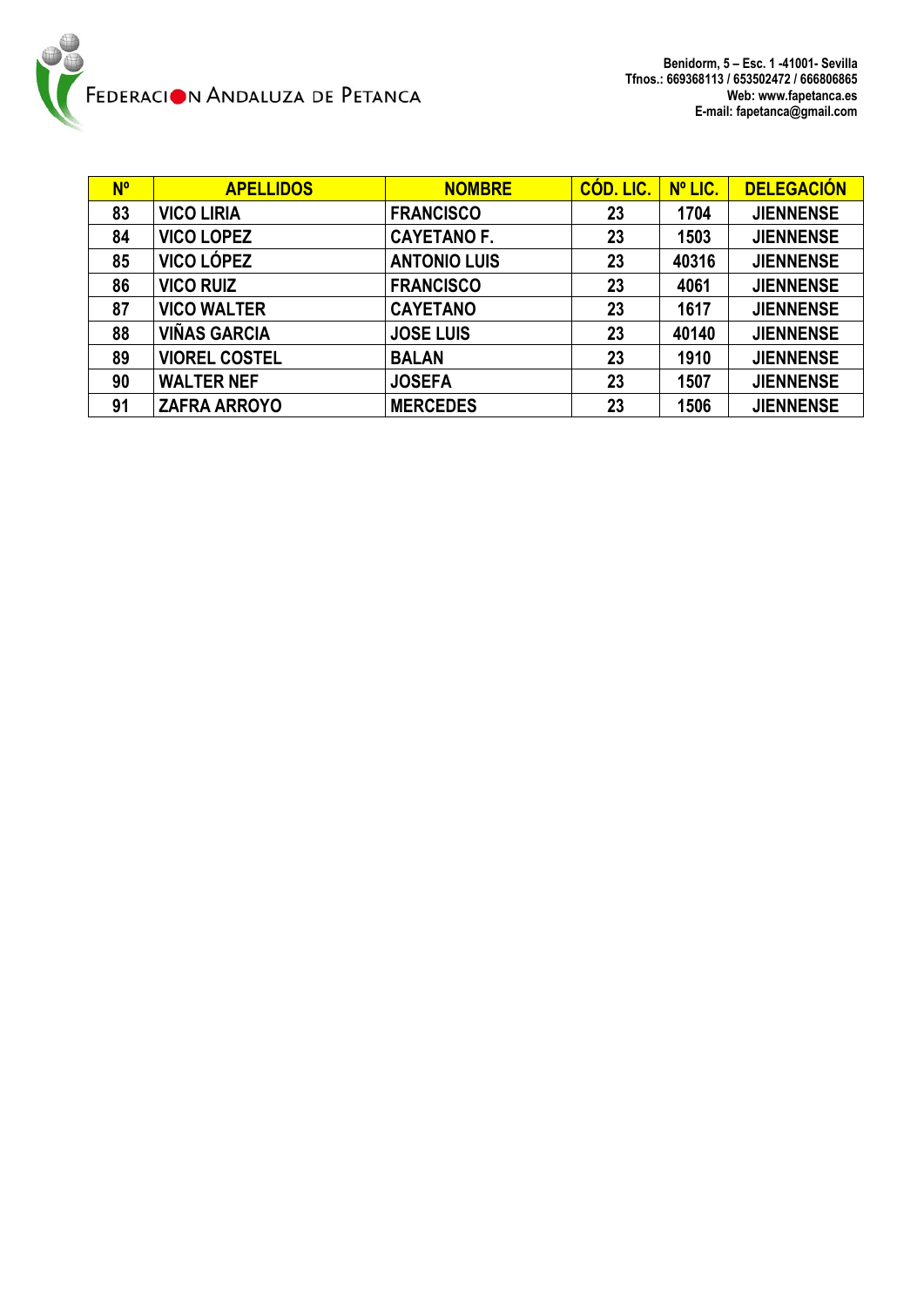| Nº | APELLIDOS | NOMBRE | CÓD. LIC. | Nº LIC. | DELEGACIÓN |
|---|---|---|---|---|---|
| 83 | VICO LIRIA | FRANCISCO | 23 | 1704 | JIENNENSE |
| 84 | VICO LOPEZ | CAYETANO F. | 23 | 1503 | JIENNENSE |
| 85 | VICO LÓPEZ | ANTONIO LUIS | 23 | 40316 | JIENNENSE |
| 86 | VICO RUIZ | FRANCISCO | 23 | 4061 | JIENNENSE |
| 87 | VICO WALTER | CAYETANO | 23 | 1617 | JIENNENSE |
| 88 | VIÑAS GARCIA | JOSE LUIS | 23 | 40140 | JIENNENSE |
| 89 | VIOREL COSTEL | BALAN | 23 | 1910 | JIENNENSE |
| 90 | WALTER NEF | JOSEFA | 23 | 1507 | JIENNENSE |
| 91 | ZAFRA ARROYO | MERCEDES | 23 | 1506 | JIENNENSE |